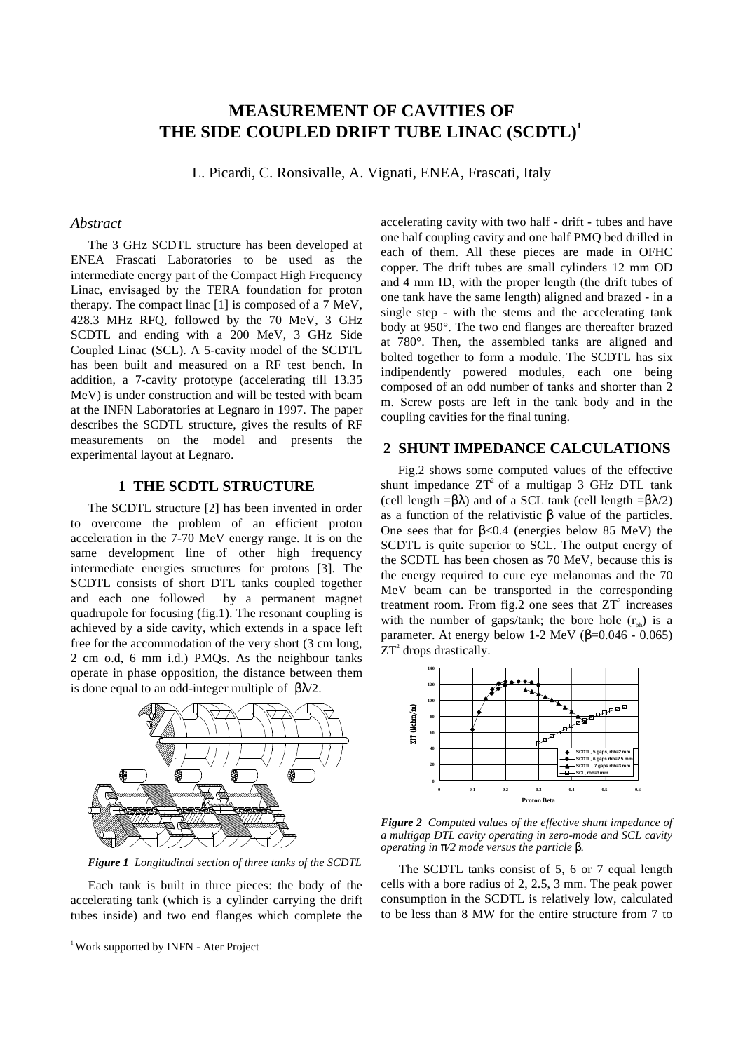# MEASUREMENT OF CAVITIES OF THE SIDE COUPLED DRIFT TUBE LINAC (SCDTL)[1]

L. Picardi, C. Ronsivalle, A. Vignati, ENEA, Frascati, Italy

## *Abstract*

The 3 GHz SCDTL structure has been developed at ENEA Frascati Laboratories to be used as the intermediate energy part of the Compact High Frequency Linac, envisaged by the TERA foundation for proton therapy. The compact linac [1] is composed of a 7 MeV, 428.3 MHz RFQ, followed by the 70 MeV, 3 GHz SCDTL and ending with a 200 MeV, 3 GHz Side Coupled Linac (SCL). A 5-cavity model of the SCDTL has been built and measured on a RF test bench. In addition, a 7-cavity prototype (accelerating till 13.35 MeV) is under construction and will be tested with beam at the INFN Laboratories at Legnaro in 1997. The paper describes the SCDTL structure, gives the results of RF measurements on the model and presents the experimental layout at Legnaro.

## 1 THE SCDTL STRUCTURE

The SCDTL structure [2] has been invented in order to overcome the problem of an efficient proton acceleration in the 7-70 MeV energy range. It is on the same development line of other high frequency intermediate energies structures for protons [3]. The SCDTL consists of short DTL tanks coupled together and each one followed by a permanent magnet quadrupole for focusing (fig.1). The resonant coupling is achieved by a side cavity, which extends in a space left free for the accommodation of the very short (3 cm long, 2 cm o.d, 6 mm i.d.) PMQs. As the neighbour tanks operate in phase opposition, the distance between them is done equal to an odd-integer multiple of $\beta\lambda/2$.

*Figure 1 Longitudinal section of three tanks of the SCDTL*

Each tank is built in three pieces: the body of the accelerating tank (which is a cylinder carrying the drift tubes inside) and two end flanges which complete the accelerating cavity with two half - drift - tubes and have one half coupling cavity and one half PMQ bed drilled in each of them. All these pieces are made in OFHC copper. The drift tubes are small cylinders 12 mm OD and 4 mm ID, with the proper length (the drift tubes of one tank have the same length) aligned and brazed - in a single step - with the stems and the accelerating tank body at 950°. The two end flanges are thereafter brazed at 780°. Then, the assembled tanks are aligned and bolted together to form a module. The SCDTL has six indipendently powered modules, each one being composed of an odd number of tanks and shorter than 2 m. Screw posts are left in the tank body and in the coupling cavities for the final tuning.

## 2 SHUNT IMPEDANCE CALCULATIONS

Fig.2 shows some computed values of the effective shunt impedance $ZT^2$ of a multigap 3 GHz DTL tank (cell length $=\beta\lambda$) and of a SCL tank (cell length $=\beta\lambda/2$) as a function of the relativistic $\beta$ value of the particles. One sees that for $\beta<0.4$ (energies below 85 MeV) the SCDTL is quite superior to SCL. The output energy of the SCDTL has been chosen as 70 MeV, because this is the energy required to cure eye melanomas and the 70 MeV beam can be transported in the corresponding treatment room. From fig.2 one sees that $ZT^2$ increases with the number of gaps/tank; the bore hole ($r_{bh}$) is a parameter. At energy below 1-2 MeV ($\beta$=0.046 - 0.065) $ZT^2$ drops drastically.

*Figure 2 Computed values of the effective shunt impedance of a multigap DTL cavity operating in zero-mode and SCL cavity operating in $\pi/2$ mode versus the particle $\beta$.*

The SCDTL tanks consist of 5, 6 or 7 equal length cells with a bore radius of 2, 2.5, 3 mm. The peak power consumption in the SCDTL is relatively low, calculated to be less than 8 MW for the entire structure from 7 to

[1] Work supported by INFN - Ater Project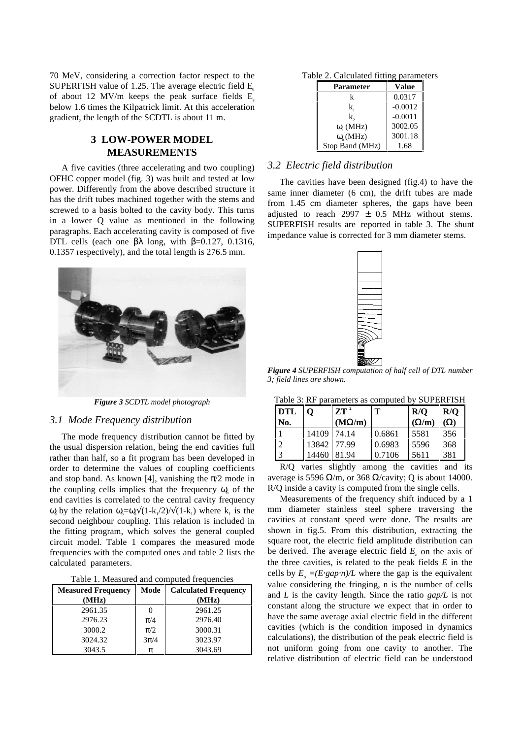70 MeV, considering a correction factor respect to the SUPERFISH value of 1.25. The average electric field $E_0$ of about 12 MV/m keeps the peak surface fields $E_s$ below 1.6 times the Kilpatrick limit. At this acceleration gradient, the length of the SCDTL is about 11 m.

## 3 LOW-POWER MODEL MEASUREMENTS

A five cavities (three accelerating and two coupling) OFHC copper model (fig. 3) was built and tested at low power. Differently from the above described structure it has the drift tubes machined together with the stems and screwed to a basis bolted to the cavity body. This turns in a lower Q value as mentioned in the following paragraphs. Each accelerating cavity is composed of five DTL cells (each one $\beta\lambda$ long, with $\beta$=0.127, 0.1316, 0.1357 respectively), and the total length is 276.5 mm.

***Figure 3*** *SCDTL model photograph*

### *3.1 Mode Frequency distribution*

The mode frequency distribution cannot be fitted by the usual dispersion relation, being the end cavities full rather than half, so a fit program has been developed in order to determine the values of coupling coefficients and stop band. As known [4], vanishing the $\pi/2$ mode in the coupling cells implies that the frequency $\omega_0$ of the end cavities is correlated to the central cavity frequency $\omega_a$ by the relation $\omega_0=\omega_a\sqrt{(1-k_1/2)}/\sqrt{(1-k_1)}$ where $k_1$ is the second neighbour coupling. This relation is included in the fitting program, which solves the general coupled circuit model. Table 1 compares the measured mode frequencies with the computed ones and table 2 lists the calculated parameters.

Table 1. Measured and computed frequencies

| Measured Frequency (MHz) | Mode | Calculated Frequency (MHz) |
|---|---|---|
| 2961.35 | 0 | 2961.25 |
| 2976.23 | $\pi/4$ | 2976.40 |
| 3000.2 | $\pi/2$ | 3000.31 |
| 3024.32 | $3\pi/4$ | 3023.97 |
| 3043.5 | $\pi$ | 3043.69 |

Table 2. Calculated fitting parameters

| Parameter | Value |
|---|---|
| k | 0.0317 |
| $k_1$ | -0.0012 |
| $k_2$ | -0.0011 |
| $\omega_a$ (MHz) | 3002.05 |
| $\omega_0$ (MHz) | 3001.18 |
| Stop Band (MHz) | 1.68 |

### *3.2 Electric field distribution*

The cavities have been designed (fig.4) to have the same inner diameter (6 cm), the drift tubes are made from 1.45 cm diameter spheres, the gaps have been adjusted to reach 2997 $\pm$ 0.5 MHz without stems. SUPERFISH results are reported in table 3. The shunt impedance value is corrected for 3 mm diameter stems.

***Figure 4*** *SUPERFISH computation of half cell of DTL number 3; field lines are shown.*

Table 3: RF parameters as computed by SUPERFISH

| DTL No. | Q | $ZT^2$ (M$\Omega$/m) | T | R/Q ($\Omega$/m) | R/Q ($\Omega$) |
|---|---|---|---|---|---|
| 1 | 14109 | 74.14 | 0.6861 | 5581 | 356 |
| 2 | 13842 | 77.99 | 0.6983 | 5596 | 368 |
| 3 | 14460 | 81.94 | 0.7106 | 5611 | 381 |

R/Q varies slightly among the cavities and its average is 5596 $\Omega$/m, or 368 $\Omega$/cavity; Q is about 14000. R/Q inside a cavity is computed from the single cells.

Measurements of the frequency shift induced by a 1 mm diameter stainless steel sphere traversing the cavities at constant speed were done. The results are shown in fig.5. From this distribution, extracting the square root, the electric field amplitude distribution can be derived. The average electric field $E_o$ on the axis of the three cavities, is related to the peak fields $E$ in the cells by $E_o = (E \cdot gap \cdot n)/L$ where the gap is the equivalent value considering the fringing, n is the number of cells and $L$ is the cavity length. Since the ratio $gap/L$ is not constant along the structure we expect that in order to have the same average axial electric field in the different cavities (which is the condition imposed in dynamics calculations), the distribution of the peak electric field is not uniform going from one cavity to another. The relative distribution of electric field can be understood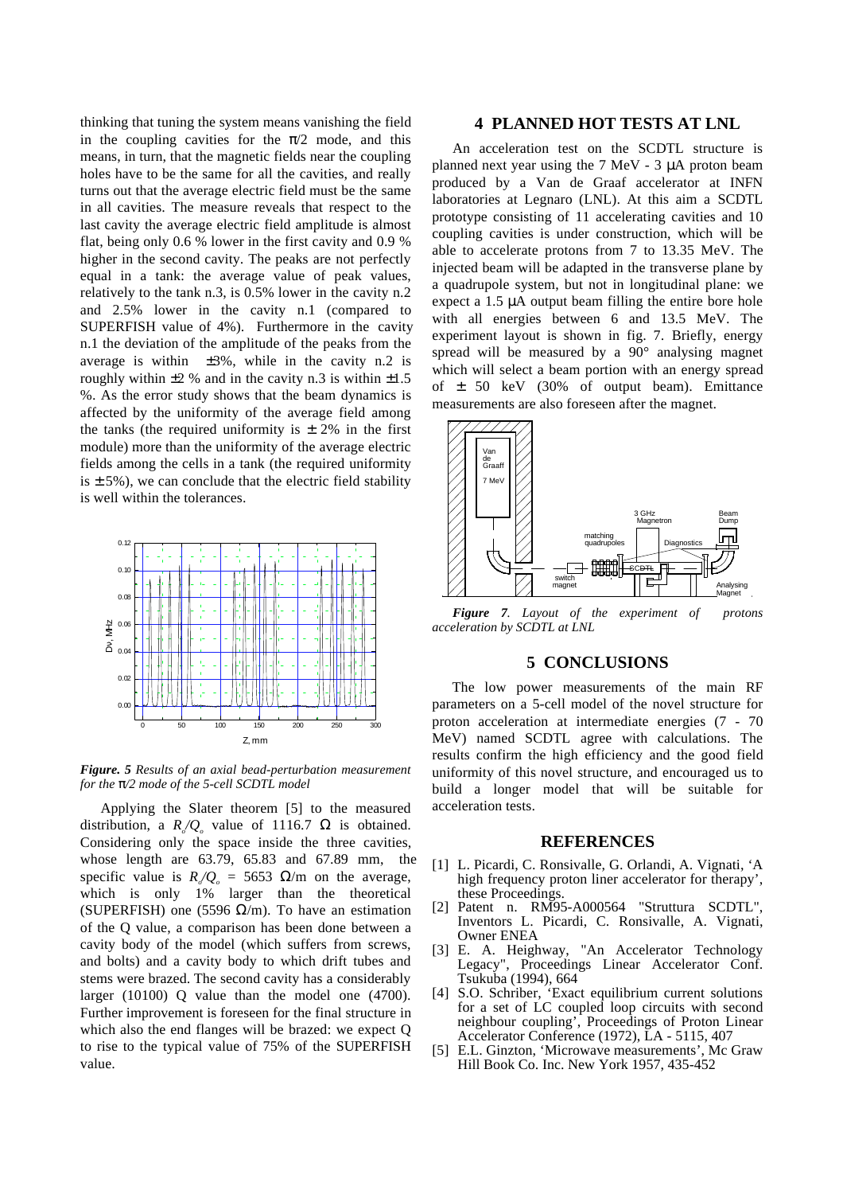thinking that tuning the system means vanishing the field in the coupling cavities for the $\pi/2$ mode, and this means, in turn, that the magnetic fields near the coupling holes have to be the same for all the cavities, and really turns out that the average electric field must be the same in all cavities. The measure reveals that respect to the last cavity the average electric field amplitude is almost flat, being only 0.6 % lower in the first cavity and 0.9 % higher in the second cavity. The peaks are not perfectly equal in a tank: the average value of peak values, relatively to the tank n.3, is 0.5% lower in the cavity n.2 and 2.5% lower in the cavity n.1 (compared to SUPERFISH value of 4%). Furthermore in the cavity n.1 the deviation of the amplitude of the peaks from the average is within ±3%, while in the cavity n.2 is roughly within ±2 % and in the cavity n.3 is within ±1.5 %. As the error study shows that the beam dynamics is affected by the uniformity of the average field among the tanks (the required uniformity is ± 2% in the first module) more than the uniformity of the average electric fields among the cells in a tank (the required uniformity is ± 5%), we can conclude that the electric field stability is well within the tolerances.

0.12
0.10
0.08
0.06
0.04
0.02
0.00
Dν, MHz
0
50
100
150
200
250
300
Z, mm

***Figure. 5*** *Results of an axial bead-perturbation measurement for the* $\pi/2$ *mode of the 5-cell SCDTL model*

Applying the Slater theorem [5] to the measured distribution, a $R_o/Q_o$ value of 1116.7 $\Omega$ is obtained. Considering only the space inside the three cavities, whose length are 63.79, 65.83 and 67.89 mm, the specific value is $R_o/Q_o$ = 5653 $\Omega$/m on the average, which is only 1% larger than the theoretical (SUPERFISH) one (5596 $\Omega$/m). To have an estimation of the Q value, a comparison has been done between a cavity body of the model (which suffers from screws, and bolts) and a cavity body to which drift tubes and stems were brazed. The second cavity has a considerably larger (10100) Q value than the model one (4700). Further improvement is foreseen for the final structure in which also the end flanges will be brazed: we expect Q to rise to the typical value of 75% of the SUPERFISH value.

## 4 PLANNED HOT TESTS AT LNL

An acceleration test on the SCDTL structure is planned next year using the 7 MeV - 3 μA proton beam produced by a Van de Graaf accelerator at INFN laboratories at Legnaro (LNL). At this aim a SCDTL prototype consisting of 11 accelerating cavities and 10 coupling cavities is under construction, which will be able to accelerate protons from 7 to 13.35 MeV. The injected beam will be adapted in the transverse plane by a quadrupole system, but not in longitudinal plane: we expect a 1.5 μA output beam filling the entire bore hole with all energies between 6 and 13.5 MeV. The experiment layout is shown in fig. 7. Briefly, energy spread will be measured by a 90° analysing magnet which will select a beam portion with an energy spread of ± 50 keV (30% of output beam). Emittance measurements are also foreseen after the magnet.

Van de Graaf 7 MeV
3 GHz Magnetron
Beam Dump
matching quadrupoles
Diagnostics
SCDTL
switch magnet
Analysing Magnet

***Figure 7****. Layout of the experiment of protons acceleration by SCDTL at LNL*

## 5 CONCLUSIONS

The low power measurements of the main RF parameters on a 5-cell model of the novel structure for proton acceleration at intermediate energies (7 - 70 MeV) named SCDTL agree with calculations. The results confirm the high efficiency and the good field uniformity of this novel structure, and encouraged us to build a longer model that will be suitable for acceleration tests.

## REFERENCES

[1] L. Picardi, C. Ronsivalle, G. Orlandi, A. Vignati, 'A high frequency proton liner accelerator for therapy', these Proceedings.

[2] Patent n. RM95-A000564 "Struttura SCDTL", Inventors L. Picardi, C. Ronsivalle, A. Vignati, Owner ENEA

[3] E. A. Heighway, "An Accelerator Technology Legacy", Proceedings Linear Accelerator Conf. Tsukuba (1994), 664

[4] S.O. Schriber, 'Exact equilibrium current solutions for a set of LC coupled loop circuits with second neighbour coupling', Proceedings of Proton Linear Accelerator Conference (1972), LA - 5115, 407

[5] E.L. Ginzton, 'Microwave measurements', Mc Graw Hill Book Co. Inc. New York 1957, 435-452